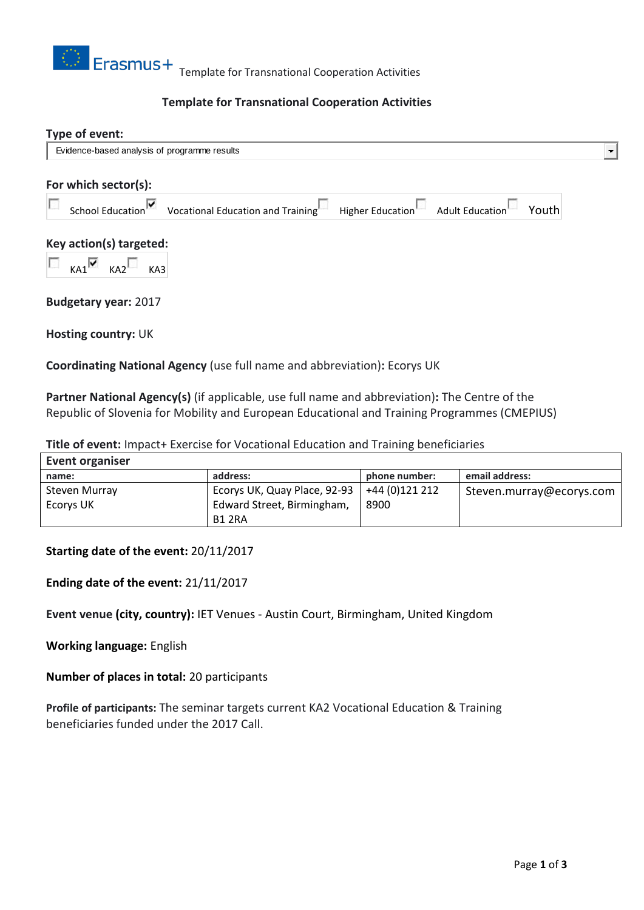# Template for Transnational Cooperation Activities

**Type of event:**

Evidence-based analysis of programme results

**For which sector(s):**

- [ ] School Education
- [x] Vocational Education and Training
- [ ] Higher Education
- [ ] Adult Education
- [ ] Youth

**Key action(s) targeted:**

- [ ] KA1
- [x] KA2
- [ ] KA3

**Budgetary year:** 2017

**Hosting country:** UK

**Coordinating National Agency** (use full name and abbreviation)**:** Ecorys UK

**Partner National Agency(s)** (if applicable, use full name and abbreviation)**:** The Centre of the Republic of Slovenia for Mobility and European Educational and Training Programmes (CMEPIUS)

**Title of event:** Impact+ Exercise for Vocational Education and Training beneficiaries

| **Event organiser** | | | |
|---|---|---|---|
| **name:** | **address:** | **phone number:** | **email address:** |
| Steven Murray<br>Ecorys UK | Ecorys UK, Quay Place, 92-93 Edward Street, Birmingham, B1 2RA | +44 (0)121 212 8900 | Steven.murray@ecorys.com |

**Starting date of the event:** 20/11/2017

**Ending date of the event:** 21/11/2017

**Event venue (city, country):** IET Venues - Austin Court, Birmingham, United Kingdom

**Working language:** English

**Number of places in total:** 20 participants

**Profile of participants:** The seminar targets current KA2 Vocational Education & Training beneficiaries funded under the 2017 Call.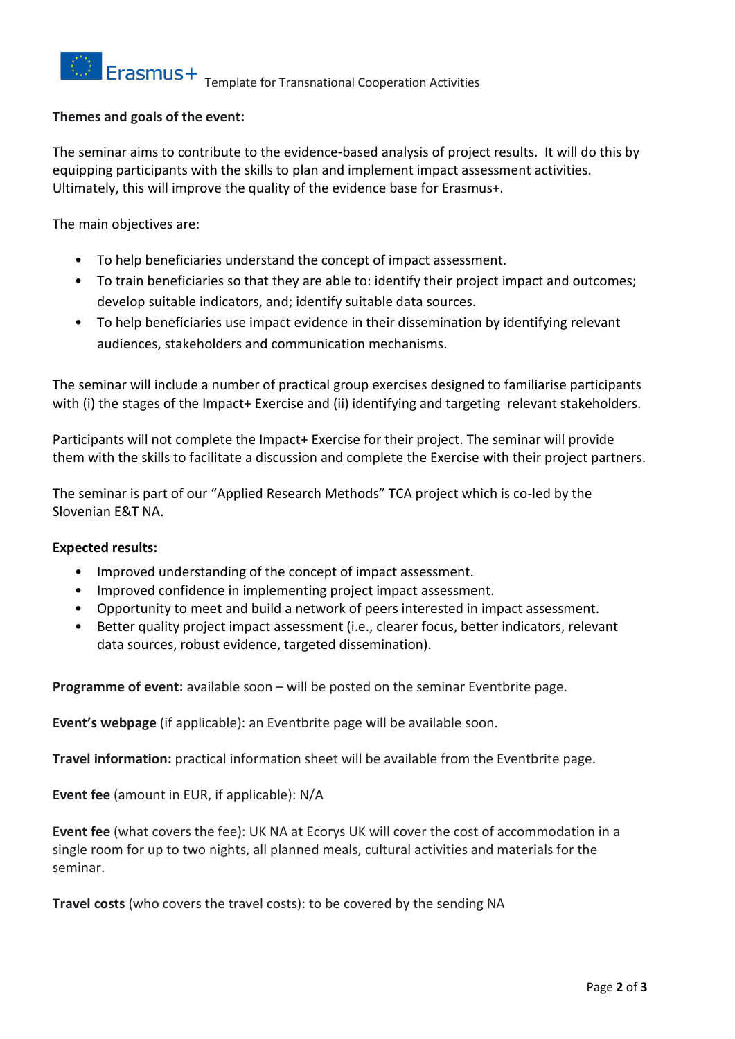**Themes and goals of the event:**

The seminar aims to contribute to the evidence-based analysis of project results. It will do this by equipping participants with the skills to plan and implement impact assessment activities. Ultimately, this will improve the quality of the evidence base for Erasmus+.

The main objectives are:

- To help beneficiaries understand the concept of impact assessment.
- To train beneficiaries so that they are able to: identify their project impact and outcomes; develop suitable indicators, and; identify suitable data sources.
- To help beneficiaries use impact evidence in their dissemination by identifying relevant audiences, stakeholders and communication mechanisms.

The seminar will include a number of practical group exercises designed to familiarise participants with (i) the stages of the Impact+ Exercise and (ii) identifying and targeting relevant stakeholders.

Participants will not complete the Impact+ Exercise for their project. The seminar will provide them with the skills to facilitate a discussion and complete the Exercise with their project partners.

The seminar is part of our "Applied Research Methods" TCA project which is co-led by the Slovenian E&T NA.

**Expected results:**

- Improved understanding of the concept of impact assessment.
- Improved confidence in implementing project impact assessment.
- Opportunity to meet and build a network of peers interested in impact assessment.
- Better quality project impact assessment (i.e., clearer focus, better indicators, relevant data sources, robust evidence, targeted dissemination).

**Programme of event:** available soon – will be posted on the seminar Eventbrite page.

**Event's webpage** (if applicable): an Eventbrite page will be available soon.

**Travel information:** practical information sheet will be available from the Eventbrite page.

**Event fee** (amount in EUR, if applicable): N/A

**Event fee** (what covers the fee): UK NA at Ecorys UK will cover the cost of accommodation in a single room for up to two nights, all planned meals, cultural activities and materials for the seminar.

**Travel costs** (who covers the travel costs): to be covered by the sending NA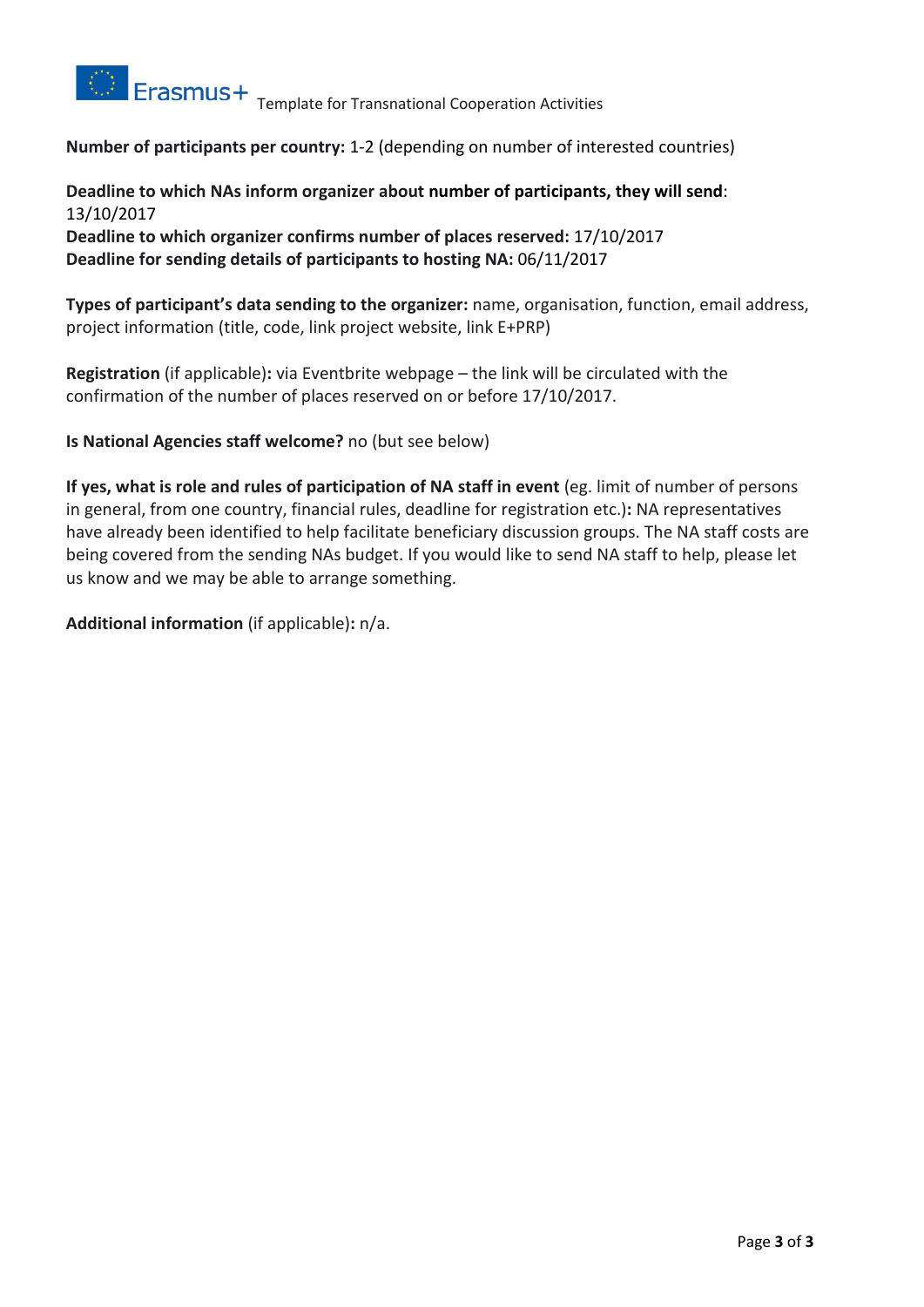**Number of participants per country:** 1-2 (depending on number of interested countries)

**Deadline to which NAs inform organizer about number of participants, they will send**: 13/10/2017
**Deadline to which organizer confirms number of places reserved:** 17/10/2017
**Deadline for sending details of participants to hosting NA:** 06/11/2017

**Types of participant's data sending to the organizer:** name, organisation, function, email address, project information (title, code, link project website, link E+PRP)

**Registration** (if applicable)**:** via Eventbrite webpage – the link will be circulated with the confirmation of the number of places reserved on or before 17/10/2017.

**Is National Agencies staff welcome?** no (but see below)

**If yes, what is role and rules of participation of NA staff in event** (eg. limit of number of persons in general, from one country, financial rules, deadline for registration etc.)**:** NA representatives have already been identified to help facilitate beneficiary discussion groups. The NA staff costs are being covered from the sending NAs budget. If you would like to send NA staff to help, please let us know and we may be able to arrange something.

**Additional information** (if applicable)**:** n/a.